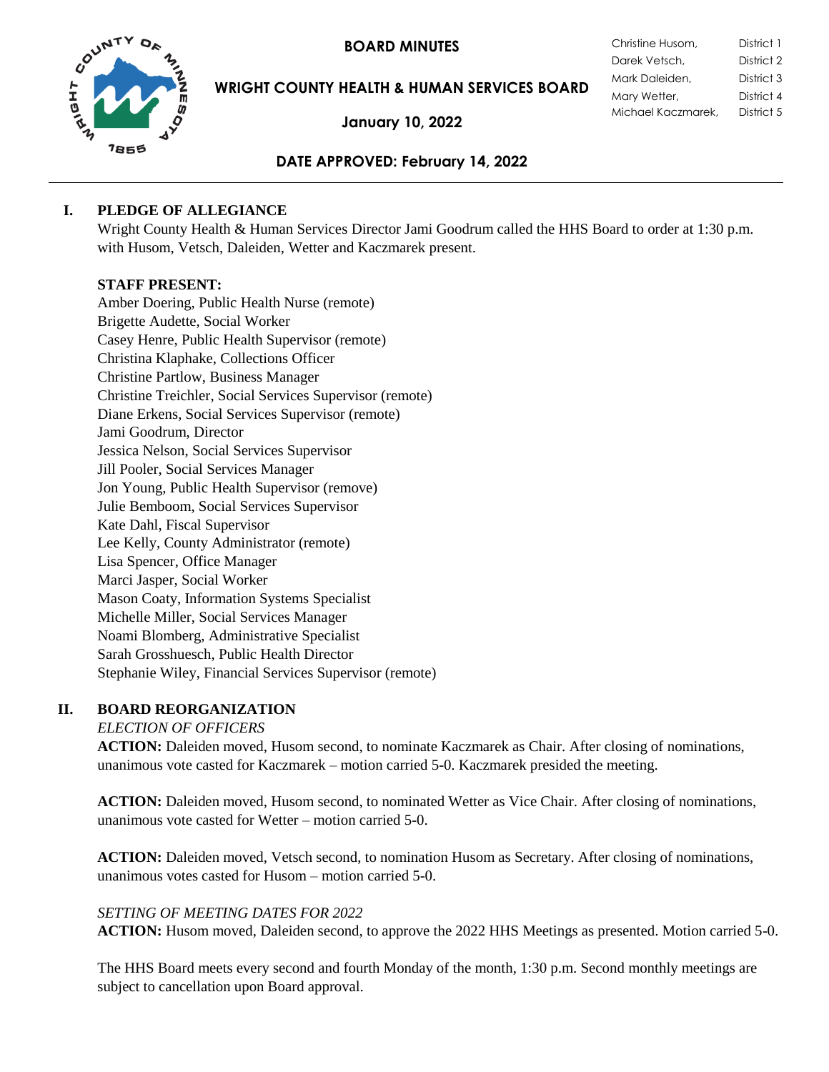# BOARD MINUTES

## WRIGHT COUNTY HEALTH & HUMAN SERVICES BOARD

**January 10, 2022**

| | |
|---|---|
| Christine Husom, | District 1 |
| Darek Vetsch, | District 2 |
| Mark Daleiden, | District 3 |
| Mary Wetter, | District 4 |
| Michael Kaczmarek, | District 5 |

**DATE APPROVED: February 14, 2022**

---

## I. PLEDGE OF ALLEGIANCE

Wright County Health & Human Services Director Jami Goodrum called the HHS Board to order at 1:30 p.m. with Husom, Vetsch, Daleiden, Wetter and Kaczmarek present.

**STAFF PRESENT:**

Amber Doering, Public Health Nurse (remote)
Brigette Audette, Social Worker
Casey Henre, Public Health Supervisor (remote)
Christina Klaphake, Collections Officer
Christine Partlow, Business Manager
Christine Treichler, Social Services Supervisor (remote)
Diane Erkens, Social Services Supervisor (remote)
Jami Goodrum, Director
Jessica Nelson, Social Services Supervisor
Jill Pooler, Social Services Manager
Jon Young, Public Health Supervisor (remove)
Julie Bemboom, Social Services Supervisor
Kate Dahl, Fiscal Supervisor
Lee Kelly, County Administrator (remote)
Lisa Spencer, Office Manager
Marci Jasper, Social Worker
Mason Coaty, Information Systems Specialist
Michelle Miller, Social Services Manager
Noami Blomberg, Administrative Specialist
Sarah Grosshuesch, Public Health Director
Stephanie Wiley, Financial Services Supervisor (remote)

## II. BOARD REORGANIZATION

*ELECTION OF OFFICERS*

**ACTION:** Daleiden moved, Husom second, to nominate Kaczmarek as Chair. After closing of nominations, unanimous vote casted for Kaczmarek – motion carried 5-0. Kaczmarek presided the meeting.

**ACTION:** Daleiden moved, Husom second, to nominated Wetter as Vice Chair. After closing of nominations, unanimous vote casted for Wetter – motion carried 5-0.

**ACTION:** Daleiden moved, Vetsch second, to nomination Husom as Secretary. After closing of nominations, unanimous votes casted for Husom – motion carried 5-0.

*SETTING OF MEETING DATES FOR 2022*

**ACTION:** Husom moved, Daleiden second, to approve the 2022 HHS Meetings as presented. Motion carried 5-0.

The HHS Board meets every second and fourth Monday of the month, 1:30 p.m. Second monthly meetings are subject to cancellation upon Board approval.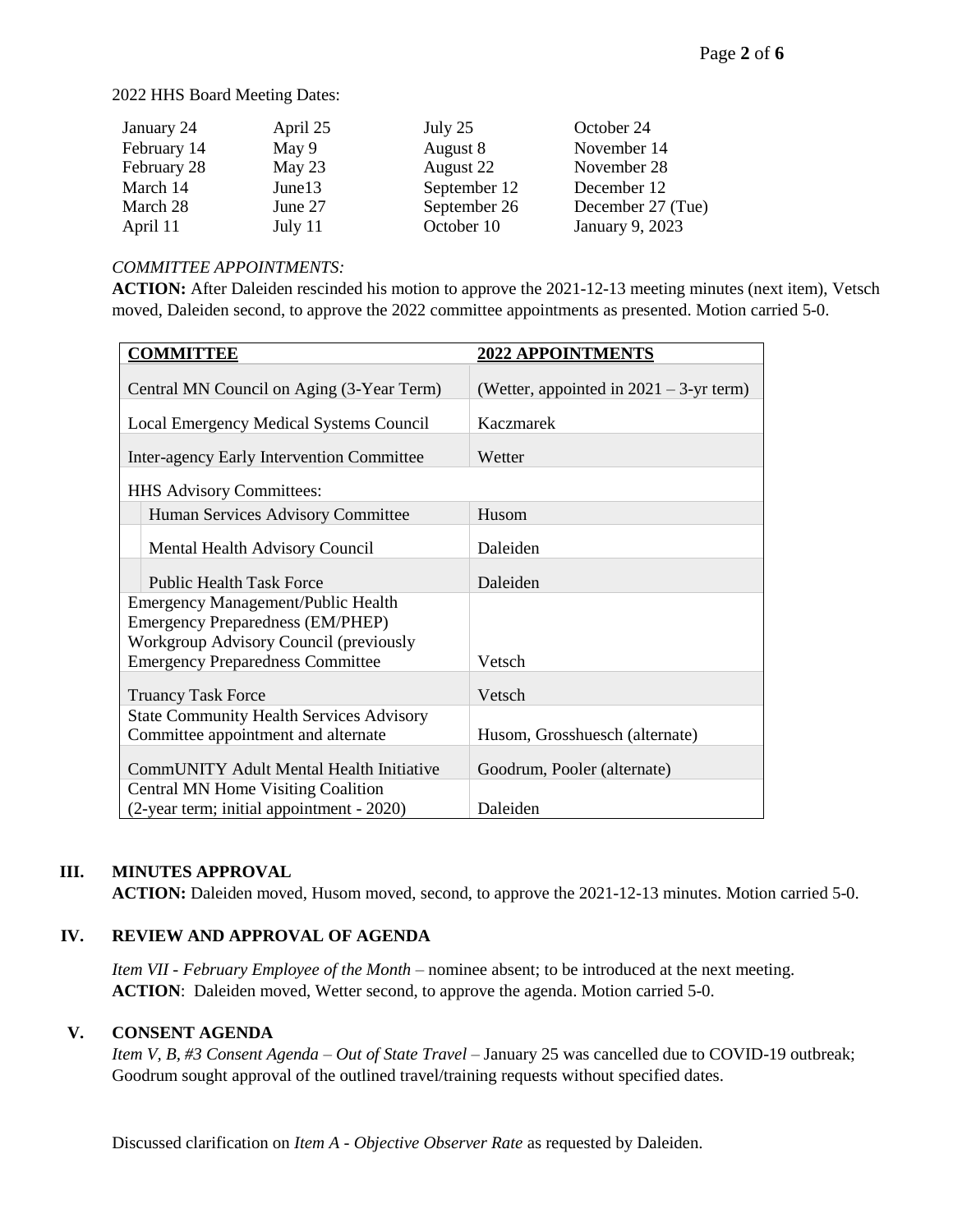2022 HHS Board Meeting Dates:

| | | | |
|---|---|---|---|
| January 24 | April 25 | July 25 | October 24 |
| February 14 | May 9 | August 8 | November 14 |
| February 28 | May 23 | August 22 | November 28 |
| March 14 | June13 | September 12 | December 12 |
| March 28 | June 27 | September 26 | December 27 (Tue) |
| April 11 | July 11 | October 10 | January 9, 2023 |

*COMMITTEE APPOINTMENTS:*

**ACTION:** After Daleiden rescinded his motion to approve the 2021-12-13 meeting minutes (next item), Vetsch moved, Daleiden second, to approve the 2022 committee appointments as presented. Motion carried 5-0.

| COMMITTEE | 2022 APPOINTMENTS |
|---|---|
| Central MN Council on Aging (3-Year Term) | (Wetter, appointed in 2021 – 3-yr term) |
| Local Emergency Medical Systems Council | Kaczmarek |
| Inter-agency Early Intervention Committee | Wetter |
| HHS Advisory Committees: | |
| Human Services Advisory Committee | Husom |
| Mental Health Advisory Council | Daleiden |
| Public Health Task Force | Daleiden |
| Emergency Management/Public Health Emergency Preparedness (EM/PHEP) Workgroup Advisory Council (previously Emergency Preparedness Committee | Vetsch |
| Truancy Task Force | Vetsch |
| State Community Health Services Advisory Committee appointment and alternate | Husom, Grosshuesch (alternate) |
| CommUNITY Adult Mental Health Initiative | Goodrum, Pooler (alternate) |
| Central MN Home Visiting Coalition (2-year term; initial appointment - 2020) | Daleiden |

## III. MINUTES APPROVAL

**ACTION:** Daleiden moved, Husom moved, second, to approve the 2021-12-13 minutes. Motion carried 5-0.

## IV. REVIEW AND APPROVAL OF AGENDA

*Item VII - February Employee of the Month* – nominee absent; to be introduced at the next meeting.
**ACTION**: Daleiden moved, Wetter second, to approve the agenda. Motion carried 5-0.

## V. CONSENT AGENDA

*Item V, B, #3 Consent Agenda – Out of State Travel* – January 25 was cancelled due to COVID-19 outbreak; Goodrum sought approval of the outlined travel/training requests without specified dates.

Discussed clarification on *Item A - Objective Observer Rate* as requested by Daleiden.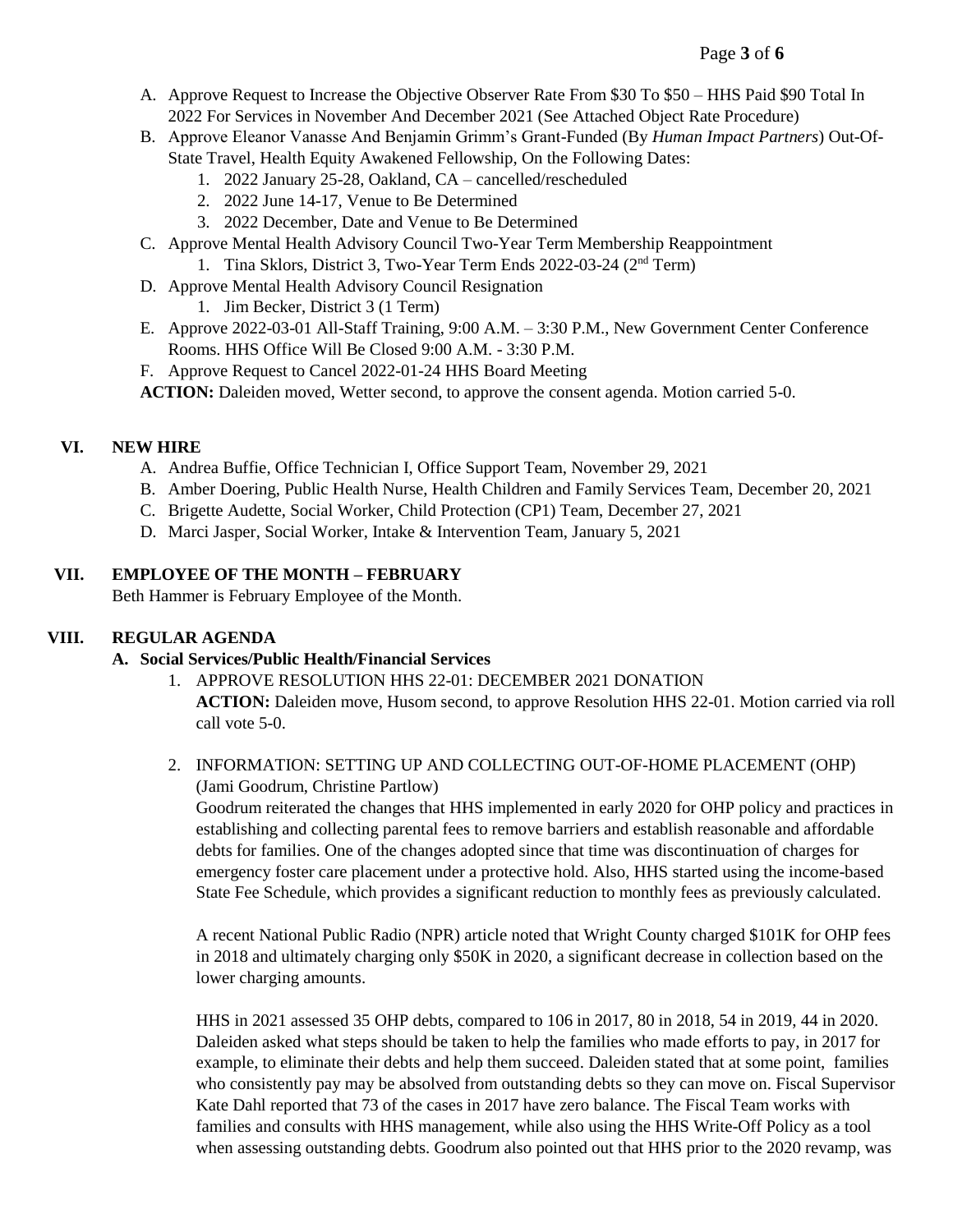A. Approve Request to Increase the Objective Observer Rate From $30 To $50 – HHS Paid $90 Total In 2022 For Services in November And December 2021 (See Attached Object Rate Procedure)
B. Approve Eleanor Vanasse And Benjamin Grimm's Grant-Funded (By *Human Impact Partners*) Out-Of-State Travel, Health Equity Awakened Fellowship, On the Following Dates:
   1. 2022 January 25-28, Oakland, CA – cancelled/rescheduled
   2. 2022 June 14-17, Venue to Be Determined
   3. 2022 December, Date and Venue to Be Determined
C. Approve Mental Health Advisory Council Two-Year Term Membership Reappointment
   1. Tina Sklors, District 3, Two-Year Term Ends 2022-03-24 (2nd Term)
D. Approve Mental Health Advisory Council Resignation
   1. Jim Becker, District 3 (1 Term)
E. Approve 2022-03-01 All-Staff Training, 9:00 A.M. – 3:30 P.M., New Government Center Conference Rooms. HHS Office Will Be Closed 9:00 A.M. - 3:30 P.M.
F. Approve Request to Cancel 2022-01-24 HHS Board Meeting

**ACTION:** Daleiden moved, Wetter second, to approve the consent agenda. Motion carried 5-0.

## VI. NEW HIRE

A. Andrea Buffie, Office Technician I, Office Support Team, November 29, 2021
B. Amber Doering, Public Health Nurse, Health Children and Family Services Team, December 20, 2021
C. Brigette Audette, Social Worker, Child Protection (CP1) Team, December 27, 2021
D. Marci Jasper, Social Worker, Intake & Intervention Team, January 5, 2021

## VII. EMPLOYEE OF THE MONTH – FEBRUARY

Beth Hammer is February Employee of the Month.

## VIII. REGULAR AGENDA

### A. Social Services/Public Health/Financial Services

1. APPROVE RESOLUTION HHS 22-01: DECEMBER 2021 DONATION
   **ACTION:** Daleiden move, Husom second, to approve Resolution HHS 22-01. Motion carried via roll call vote 5-0.

2. INFORMATION: SETTING UP AND COLLECTING OUT-OF-HOME PLACEMENT (OHP) (Jami Goodrum, Christine Partlow)
   Goodrum reiterated the changes that HHS implemented in early 2020 for OHP policy and practices in establishing and collecting parental fees to remove barriers and establish reasonable and affordable debts for families. One of the changes adopted since that time was discontinuation of charges for emergency foster care placement under a protective hold. Also, HHS started using the income-based State Fee Schedule, which provides a significant reduction to monthly fees as previously calculated.

   A recent National Public Radio (NPR) article noted that Wright County charged $101K for OHP fees in 2018 and ultimately charging only $50K in 2020, a significant decrease in collection based on the lower charging amounts.

   HHS in 2021 assessed 35 OHP debts, compared to 106 in 2017, 80 in 2018, 54 in 2019, 44 in 2020. Daleiden asked what steps should be taken to help the families who made efforts to pay, in 2017 for example, to eliminate their debts and help them succeed. Daleiden stated that at some point, families who consistently pay may be absolved from outstanding debts so they can move on. Fiscal Supervisor Kate Dahl reported that 73 of the cases in 2017 have zero balance. The Fiscal Team works with families and consults with HHS management, while also using the HHS Write-Off Policy as a tool when assessing outstanding debts. Goodrum also pointed out that HHS prior to the 2020 revamp, was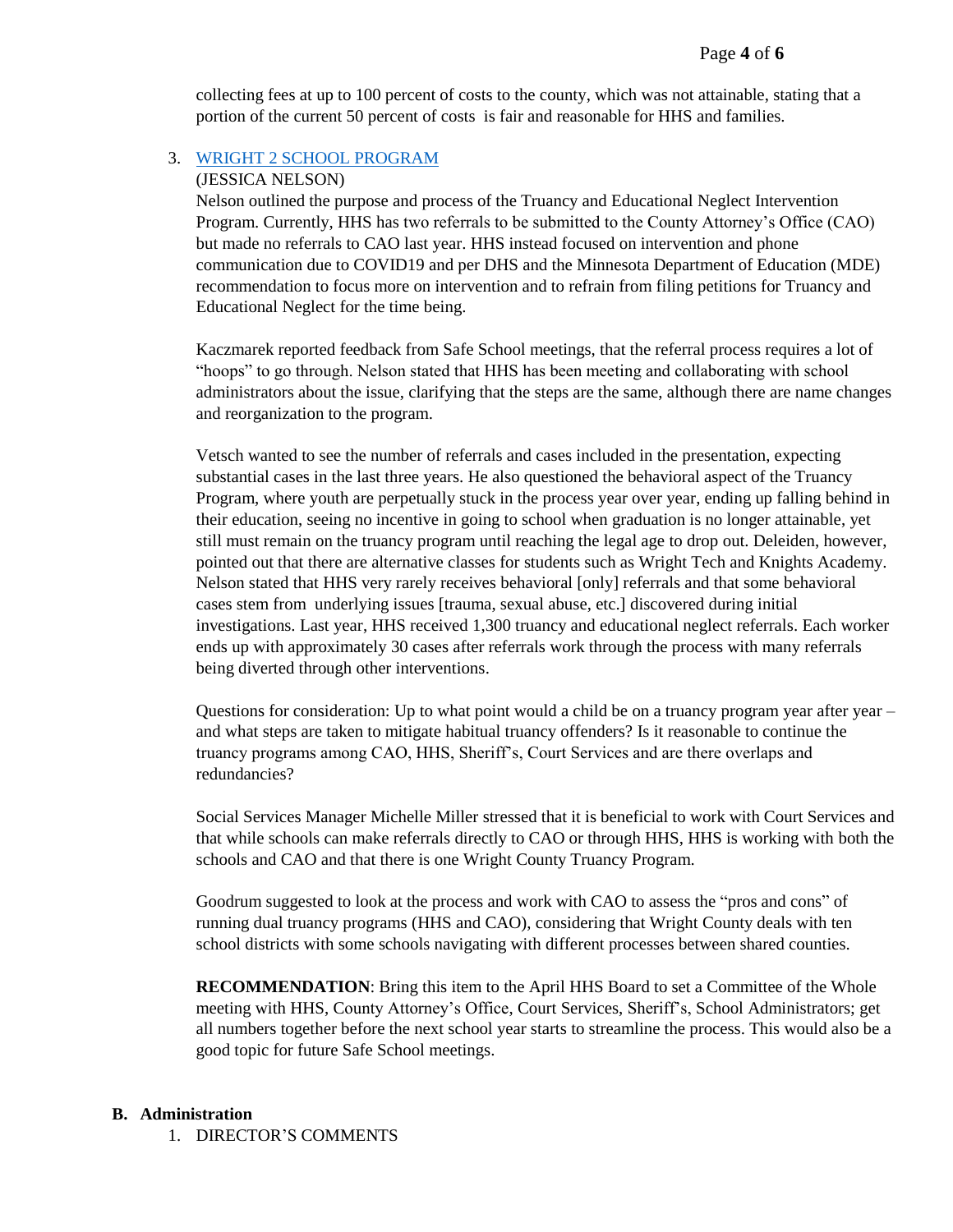collecting fees at up to 100 percent of costs to the county, which was not attainable, stating that a portion of the current 50 percent of costs is fair and reasonable for HHS and families.

3. WRIGHT 2 SCHOOL PROGRAM

   (JESSICA NELSON)

   Nelson outlined the purpose and process of the Truancy and Educational Neglect Intervention Program. Currently, HHS has two referrals to be submitted to the County Attorney's Office (CAO) but made no referrals to CAO last year. HHS instead focused on intervention and phone communication due to COVID19 and per DHS and the Minnesota Department of Education (MDE) recommendation to focus more on intervention and to refrain from filing petitions for Truancy and Educational Neglect for the time being.

   Kaczmarek reported feedback from Safe School meetings, that the referral process requires a lot of "hoops" to go through. Nelson stated that HHS has been meeting and collaborating with school administrators about the issue, clarifying that the steps are the same, although there are name changes and reorganization to the program.

   Vetsch wanted to see the number of referrals and cases included in the presentation, expecting substantial cases in the last three years. He also questioned the behavioral aspect of the Truancy Program, where youth are perpetually stuck in the process year over year, ending up falling behind in their education, seeing no incentive in going to school when graduation is no longer attainable, yet still must remain on the truancy program until reaching the legal age to drop out. Deleiden, however, pointed out that there are alternative classes for students such as Wright Tech and Knights Academy. Nelson stated that HHS very rarely receives behavioral [only] referrals and that some behavioral cases stem from underlying issues [trauma, sexual abuse, etc.] discovered during initial investigations. Last year, HHS received 1,300 truancy and educational neglect referrals. Each worker ends up with approximately 30 cases after referrals work through the process with many referrals being diverted through other interventions.

   Questions for consideration: Up to what point would a child be on a truancy program year after year – and what steps are taken to mitigate habitual truancy offenders? Is it reasonable to continue the truancy programs among CAO, HHS, Sheriff's, Court Services and are there overlaps and redundancies?

   Social Services Manager Michelle Miller stressed that it is beneficial to work with Court Services and that while schools can make referrals directly to CAO or through HHS, HHS is working with both the schools and CAO and that there is one Wright County Truancy Program.

   Goodrum suggested to look at the process and work with CAO to assess the "pros and cons" of running dual truancy programs (HHS and CAO), considering that Wright County deals with ten school districts with some schools navigating with different processes between shared counties.

   **RECOMMENDATION**: Bring this item to the April HHS Board to set a Committee of the Whole meeting with HHS, County Attorney's Office, Court Services, Sheriff's, School Administrators; get all numbers together before the next school year starts to streamline the process. This would also be a good topic for future Safe School meetings.

**B. Administration**

1. DIRECTOR'S COMMENTS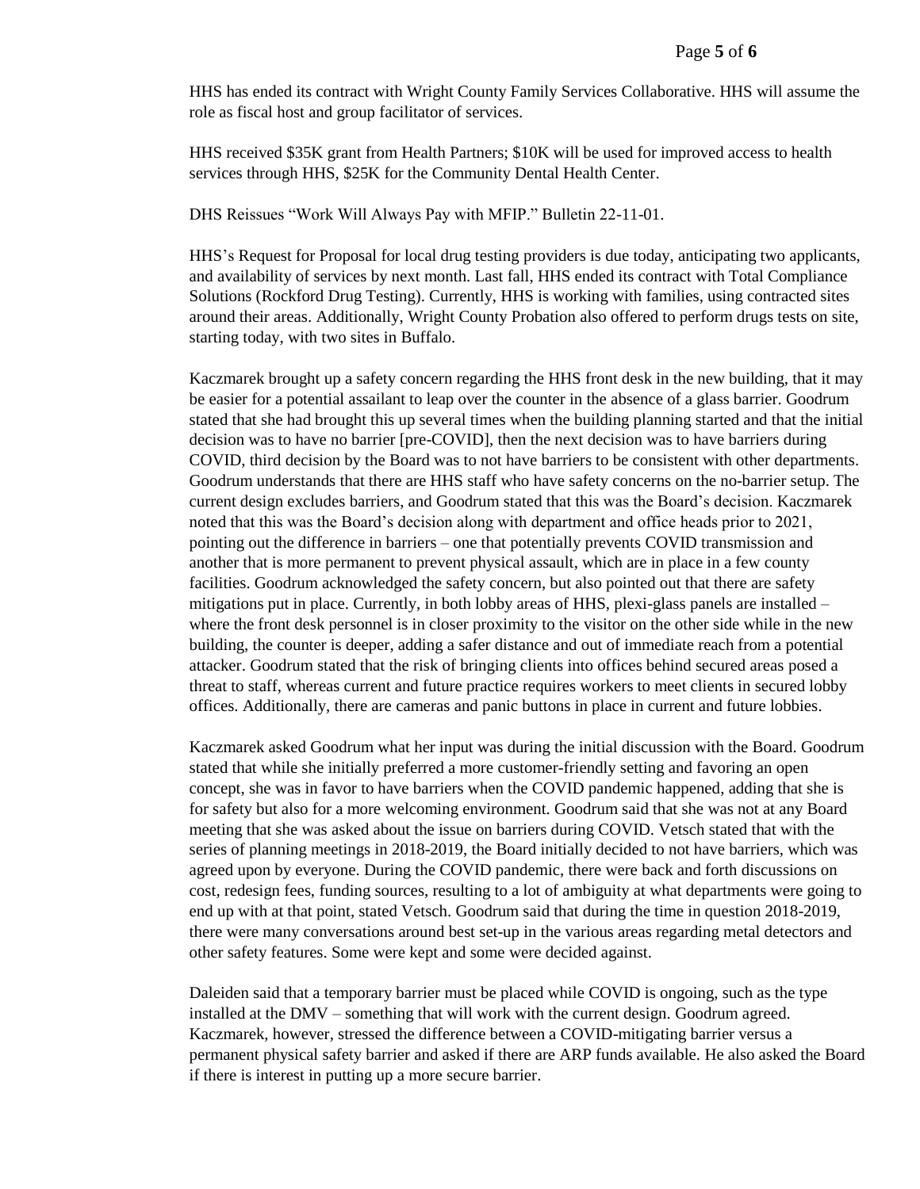HHS has ended its contract with Wright County Family Services Collaborative. HHS will assume the role as fiscal host and group facilitator of services.

HHS received $35K grant from Health Partners; $10K will be used for improved access to health services through HHS, $25K for the Community Dental Health Center.

DHS Reissues "Work Will Always Pay with MFIP." Bulletin 22-11-01.

HHS's Request for Proposal for local drug testing providers is due today, anticipating two applicants, and availability of services by next month. Last fall, HHS ended its contract with Total Compliance Solutions (Rockford Drug Testing). Currently, HHS is working with families, using contracted sites around their areas. Additionally, Wright County Probation also offered to perform drugs tests on site, starting today, with two sites in Buffalo.

Kaczmarek brought up a safety concern regarding the HHS front desk in the new building, that it may be easier for a potential assailant to leap over the counter in the absence of a glass barrier. Goodrum stated that she had brought this up several times when the building planning started and that the initial decision was to have no barrier [pre-COVID], then the next decision was to have barriers during COVID, third decision by the Board was to not have barriers to be consistent with other departments. Goodrum understands that there are HHS staff who have safety concerns on the no-barrier setup. The current design excludes barriers, and Goodrum stated that this was the Board's decision. Kaczmarek noted that this was the Board's decision along with department and office heads prior to 2021, pointing out the difference in barriers – one that potentially prevents COVID transmission and another that is more permanent to prevent physical assault, which are in place in a few county facilities. Goodrum acknowledged the safety concern, but also pointed out that there are safety mitigations put in place. Currently, in both lobby areas of HHS, plexi-glass panels are installed – where the front desk personnel is in closer proximity to the visitor on the other side while in the new building, the counter is deeper, adding a safer distance and out of immediate reach from a potential attacker. Goodrum stated that the risk of bringing clients into offices behind secured areas posed a threat to staff, whereas current and future practice requires workers to meet clients in secured lobby offices. Additionally, there are cameras and panic buttons in place in current and future lobbies.

Kaczmarek asked Goodrum what her input was during the initial discussion with the Board. Goodrum stated that while she initially preferred a more customer-friendly setting and favoring an open concept, she was in favor to have barriers when the COVID pandemic happened, adding that she is for safety but also for a more welcoming environment. Goodrum said that she was not at any Board meeting that she was asked about the issue on barriers during COVID. Vetsch stated that with the series of planning meetings in 2018-2019, the Board initially decided to not have barriers, which was agreed upon by everyone. During the COVID pandemic, there were back and forth discussions on cost, redesign fees, funding sources, resulting to a lot of ambiguity at what departments were going to end up with at that point, stated Vetsch. Goodrum said that during the time in question 2018-2019, there were many conversations around best set-up in the various areas regarding metal detectors and other safety features. Some were kept and some were decided against.

Daleiden said that a temporary barrier must be placed while COVID is ongoing, such as the type installed at the DMV – something that will work with the current design. Goodrum agreed. Kaczmarek, however, stressed the difference between a COVID-mitigating barrier versus a permanent physical safety barrier and asked if there are ARP funds available. He also asked the Board if there is interest in putting up a more secure barrier.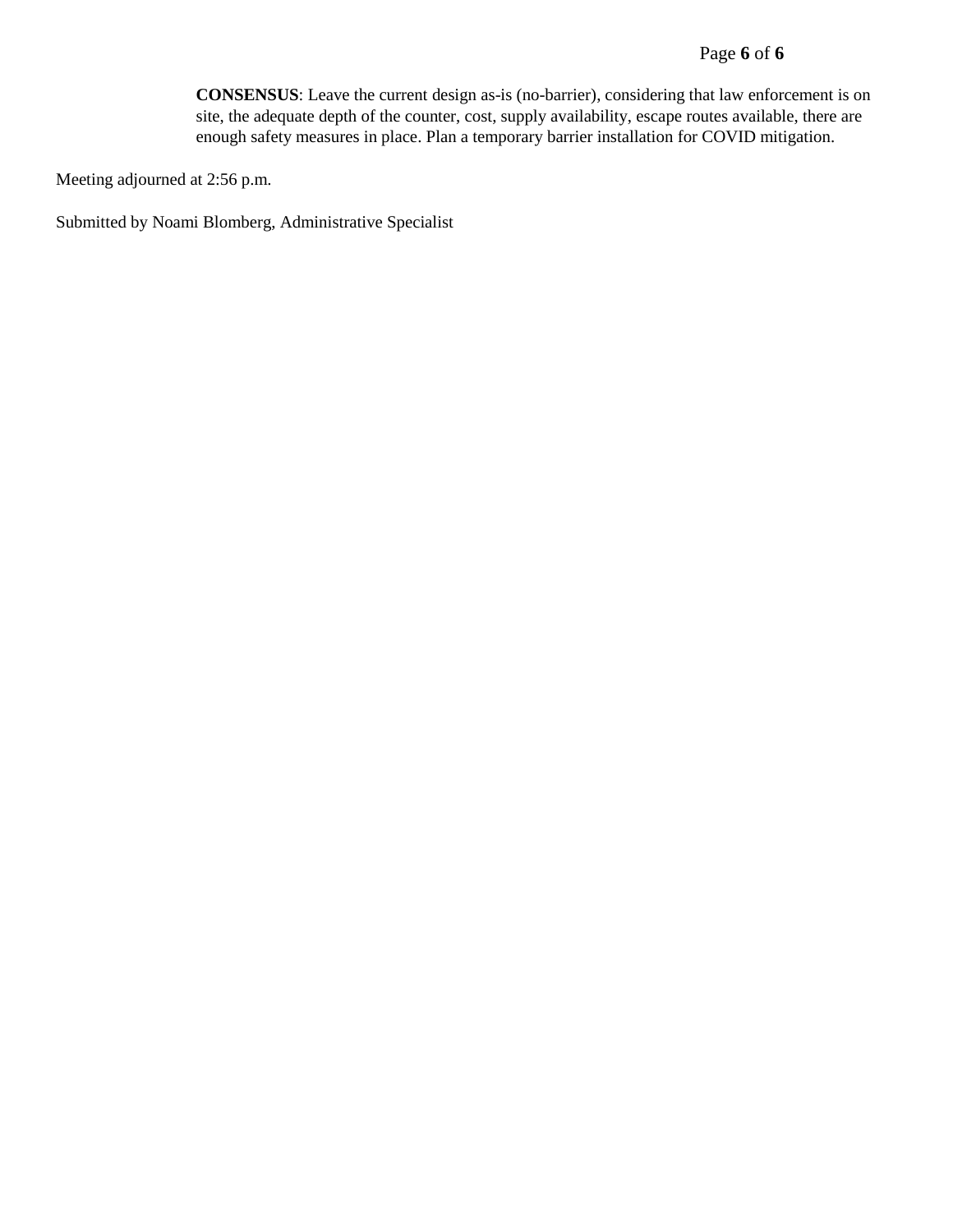**CONSENSUS**: Leave the current design as-is (no-barrier), considering that law enforcement is on site, the adequate depth of the counter, cost, supply availability, escape routes available, there are enough safety measures in place. Plan a temporary barrier installation for COVID mitigation.

Meeting adjourned at 2:56 p.m.

Submitted by Noami Blomberg, Administrative Specialist